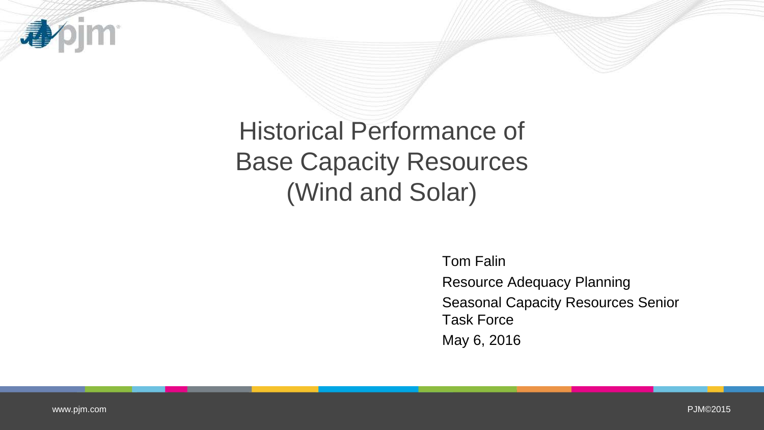# Historical Performance of Base Capacity Resources (Wind and Solar)

Tom Falin

Resource Adequacy Planning

Seasonal Capacity Resources Senior Task Force

May 6, 2016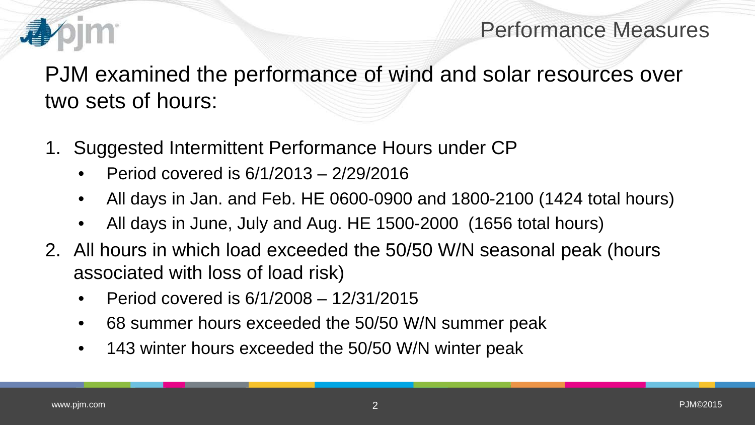# Performance Measures

PJM examined the performance of wind and solar resources over two sets of hours:

1. Suggested Intermittent Performance Hours under CP
   - Period covered is 6/1/2013 – 2/29/2016
   - All days in Jan. and Feb. HE 0600-0900 and 1800-2100 (1424 total hours)
   - All days in June, July and Aug. HE 1500-2000 (1656 total hours)
2. All hours in which load exceeded the 50/50 W/N seasonal peak (hours associated with loss of load risk)
   - Period covered is 6/1/2008 – 12/31/2015
   - 68 summer hours exceeded the 50/50 W/N summer peak
   - 143 winter hours exceeded the 50/50 W/N winter peak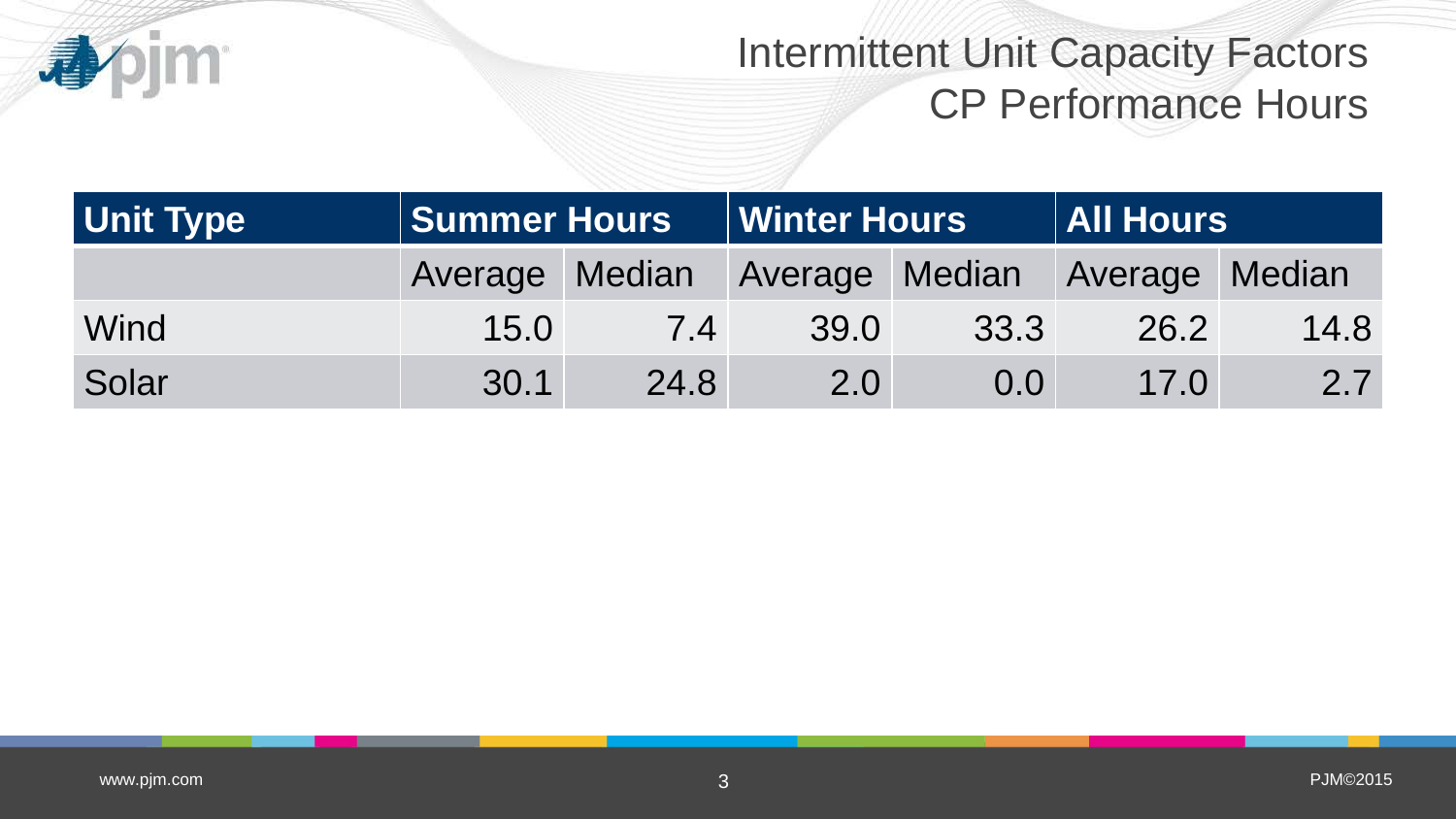# Intermittent Unit Capacity Factors CP Performance Hours

| Unit Type | Summer Hours | | Winter Hours | | All Hours | |
|---|---|---|---|---|---|---|
| | Average | Median | Average | Median | Average | Median |
| Wind | 15.0 | 7.4 | 39.0 | 33.3 | 26.2 | 14.8 |
| Solar | 30.1 | 24.8 | 2.0 | 0.0 | 17.0 | 2.7 |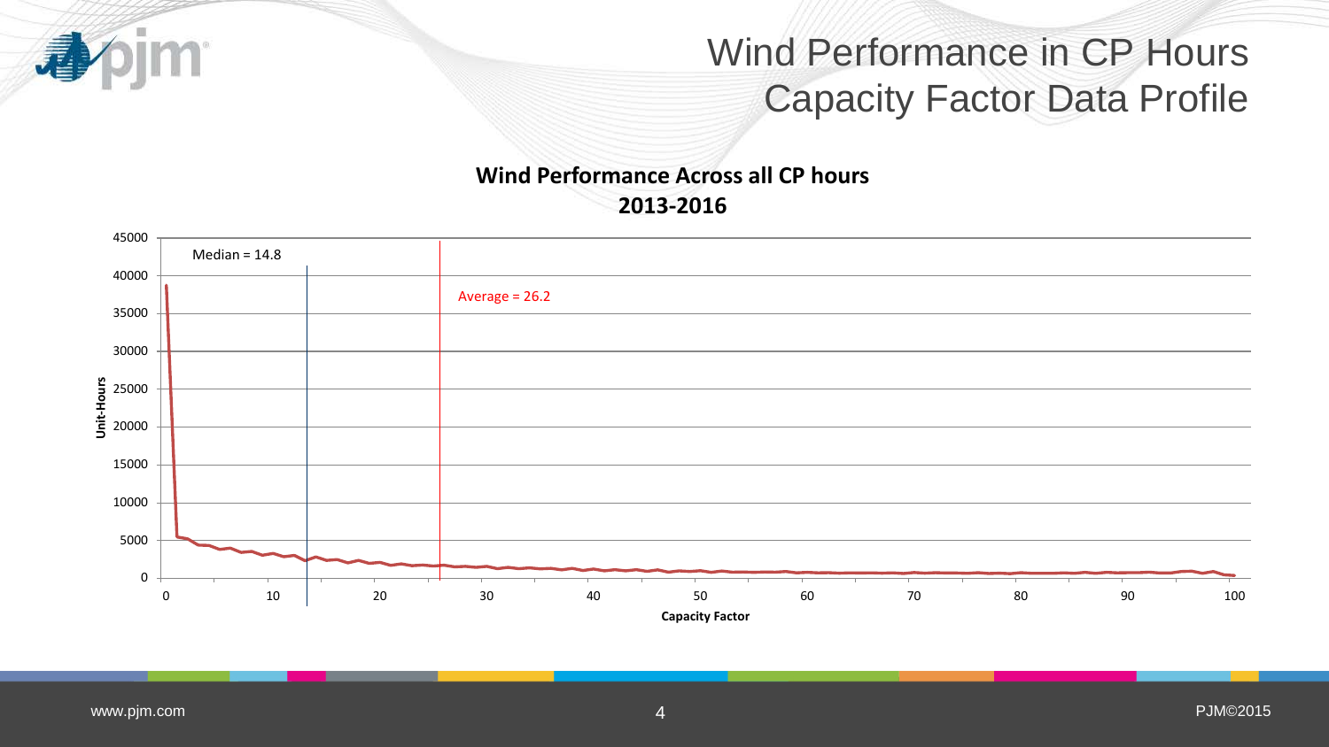# Wind Performance in CP Hours
## Capacity Factor Data Profile

**Wind Performance Across all CP hours**
**2013-2016**

Median = 14.8

Average = 26.2

Unit-Hours

Capacity Factor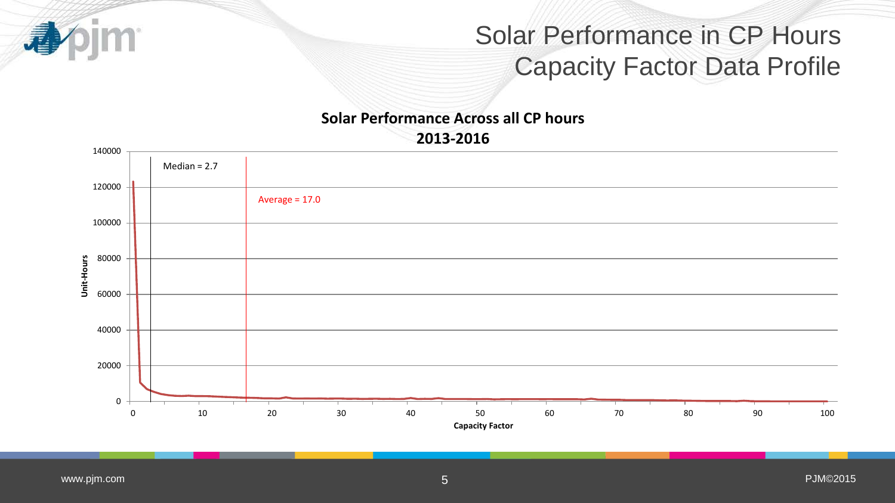# Solar Performance in CP Hours
## Capacity Factor Data Profile

**Solar Performance Across all CP hours**
**2013-2016**

Median = 2.7

Average = 17.0

Unit-Hours (y-axis: 0 – 140000)

Capacity Factor (x-axis: 0 – 100)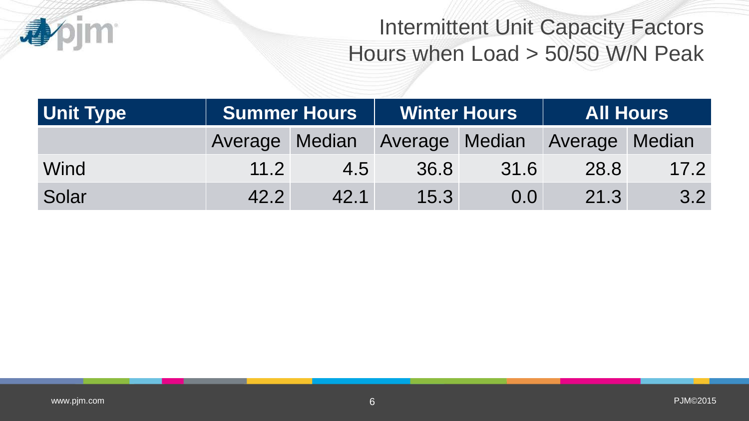# Intermittent Unit Capacity Factors
## Hours when Load > 50/50 W/N Peak

| Unit Type | Summer Hours | | Winter Hours | | All Hours | |
|---|---|---|---|---|---|---|
| | Average | Median | Average | Median | Average | Median |
| Wind | 11.2 | 4.5 | 36.8 | 31.6 | 28.8 | 17.2 |
| Solar | 42.2 | 42.1 | 15.3 | 0.0 | 21.3 | 3.2 |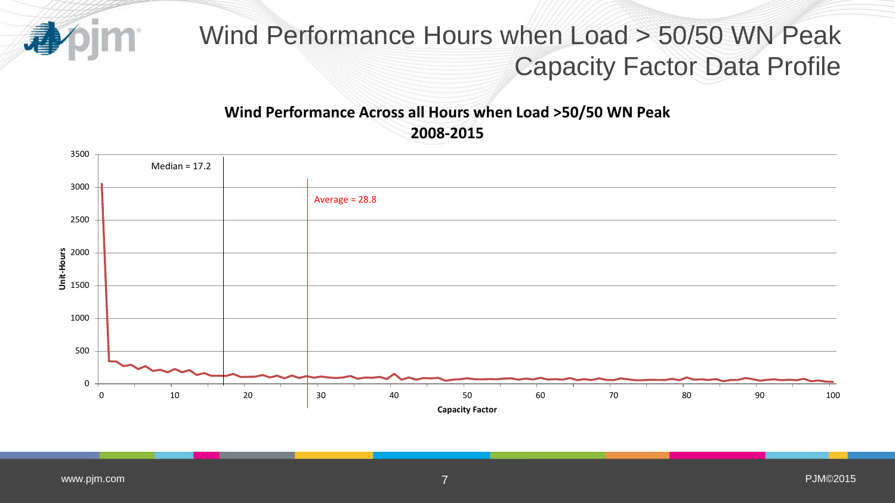# Wind Performance Hours when Load > 50/50 WN Peak Capacity Factor Data Profile

**Wind Performance Across all Hours when Load >50/50 WN Peak 2008-2015**

Median = 17.2

Average = 28.8

Unit-Hours

Capacity Factor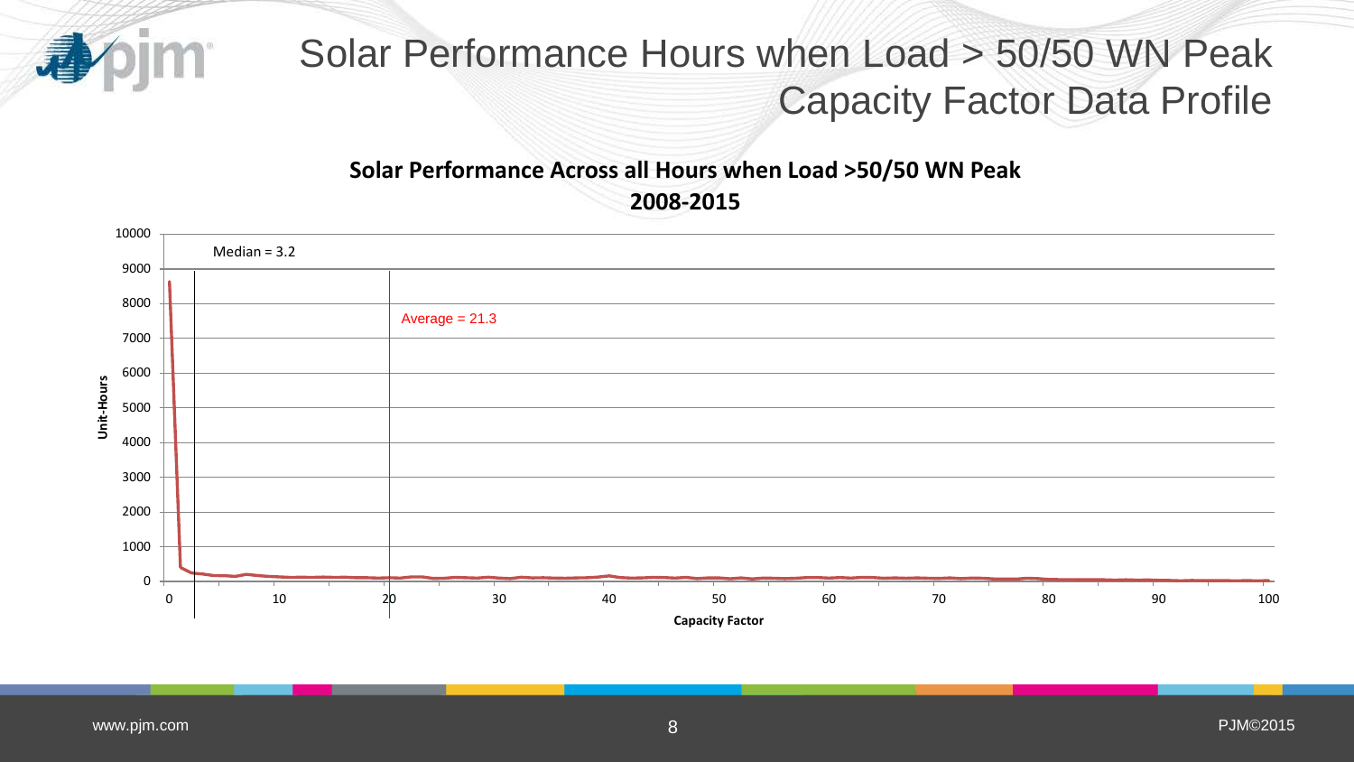# Solar Performance Hours when Load > 50/50 WN Peak Capacity Factor Data Profile

**Solar Performance Across all Hours when Load >50/50 WN Peak 2008-2015**

Median = 3.2

Average = 21.3

Unit-Hours

0
1000
2000
3000
4000
5000
6000
7000
8000
9000
10000

Capacity Factor

0
10
20
30
40
50
60
70
80
90
100